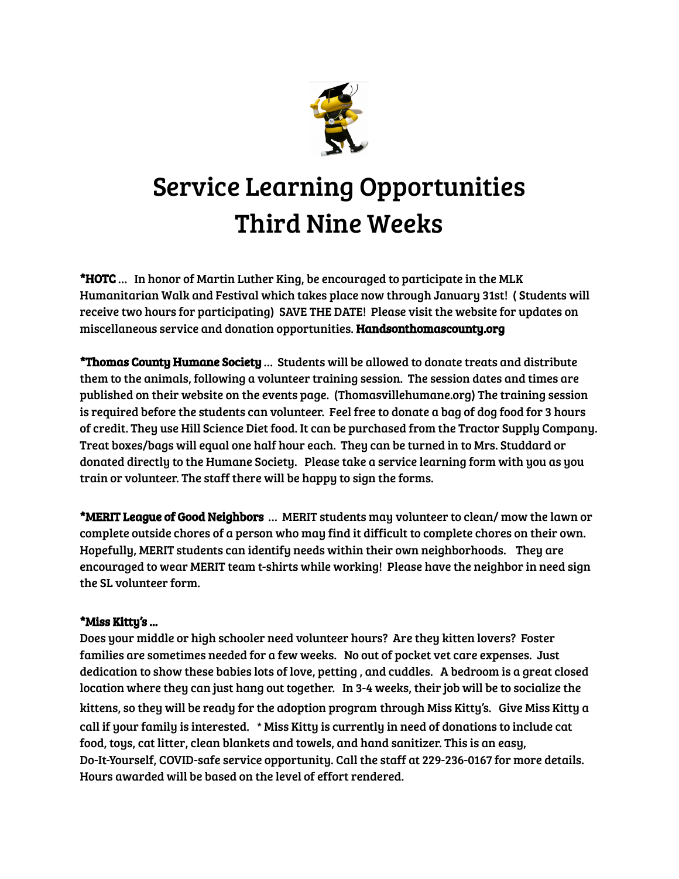# Service Learning Opportunities
# Third Nine Weeks

**\*HOTC** … In honor of Martin Luther King, be encouraged to participate in the MLK Humanitarian Walk and Festival which takes place now through January 31st! ( Students will receive two hours for participating) SAVE THE DATE! Please visit the website for updates on miscellaneous service and donation opportunities. **Handsonthomascounty.org**

**\*Thomas County Humane Society** … Students will be allowed to donate treats and distribute them to the animals, following a volunteer training session. The session dates and times are published on their website on the events page. (Thomasvillehumane.org) The training session is required before the students can volunteer. Feel free to donate a bag of dog food for 3 hours of credit. They use Hill Science Diet food. It can be purchased from the Tractor Supply Company. Treat boxes/bags will equal one half hour each. They can be turned in to Mrs. Studdard or donated directly to the Humane Society. Please take a service learning form with you as you train or volunteer. The staff there will be happy to sign the forms.

**\*MERIT League of Good Neighbors** … MERIT students may volunteer to clean/ mow the lawn or complete outside chores of a person who may find it difficult to complete chores on their own. Hopefully, MERIT students can identify needs within their own neighborhoods. They are encouraged to wear MERIT team t-shirts while working! Please have the neighbor in need sign the SL volunteer form.

**\*Miss Kitty's …**
Does your middle or high schooler need volunteer hours? Are they kitten lovers? Foster families are sometimes needed for a few weeks. No out of pocket vet care expenses. Just dedication to show these babies lots of love, petting , and cuddles. A bedroom is a great closed location where they can just hang out together. In 3-4 weeks, their job will be to socialize the kittens, so they will be ready for the adoption program through Miss Kitty's. Give Miss Kitty a call if your family is interested. * Miss Kitty is currently in need of donations to include cat food, toys, cat litter, clean blankets and towels, and hand sanitizer. This is an easy, Do-It-Yourself, COVID-safe service opportunity. Call the staff at 229-236-0167 for more details. Hours awarded will be based on the level of effort rendered.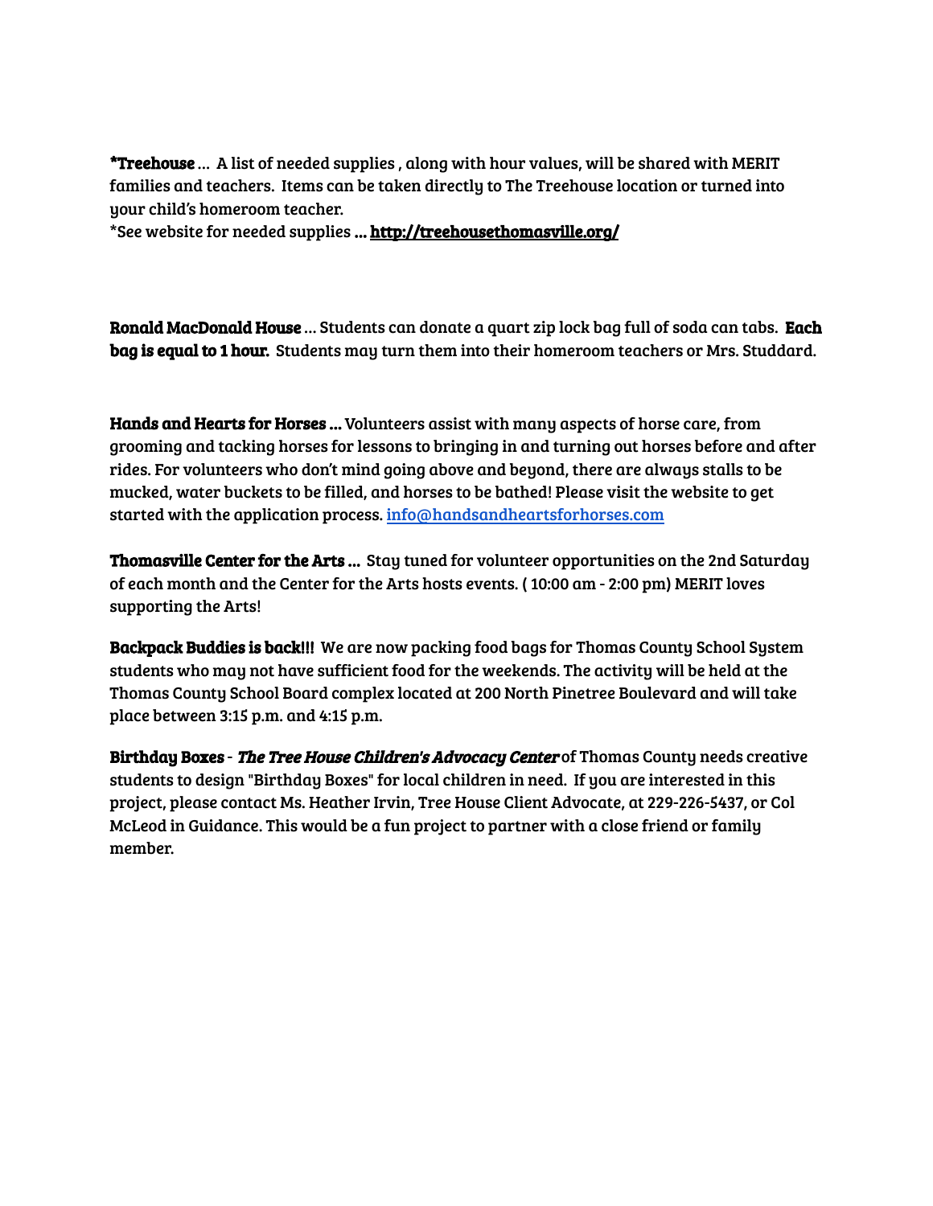**\*Treehouse** … A list of needed supplies , along with hour values, will be shared with MERIT families and teachers. Items can be taken directly to The Treehouse location or turned into your child's homeroom teacher.
\*See website for needed supplies **… http://treehousethomasville.org/**

**Ronald MacDonald House** … Students can donate a quart zip lock bag full of soda can tabs. **Each bag is equal to 1 hour.** Students may turn them into their homeroom teachers or Mrs. Studdard.

**Hands and Hearts for Horses …** Volunteers assist with many aspects of horse care, from grooming and tacking horses for lessons to bringing in and turning out horses before and after rides. For volunteers who don't mind going above and beyond, there are always stalls to be mucked, water buckets to be filled, and horses to be bathed! Please visit the website to get started with the application process. info@handsandheartsforhorses.com

**Thomasville Center for the Arts …** Stay tuned for volunteer opportunities on the 2nd Saturday of each month and the Center for the Arts hosts events. ( 10:00 am - 2:00 pm) MERIT loves supporting the Arts!

**Backpack Buddies is back!!!** We are now packing food bags for Thomas County School System students who may not have sufficient food for the weekends. The activity will be held at the Thomas County School Board complex located at 200 North Pinetree Boulevard and will take place between 3:15 p.m. and 4:15 p.m.

**Birthday Boxes** - ***The Tree House Children's Advocacy Center*** of Thomas County needs creative students to design "Birthday Boxes" for local children in need. If you are interested in this project, please contact Ms. Heather Irvin, Tree House Client Advocate, at 229-226-5437, or Col McLeod in Guidance. This would be a fun project to partner with a close friend or family member.